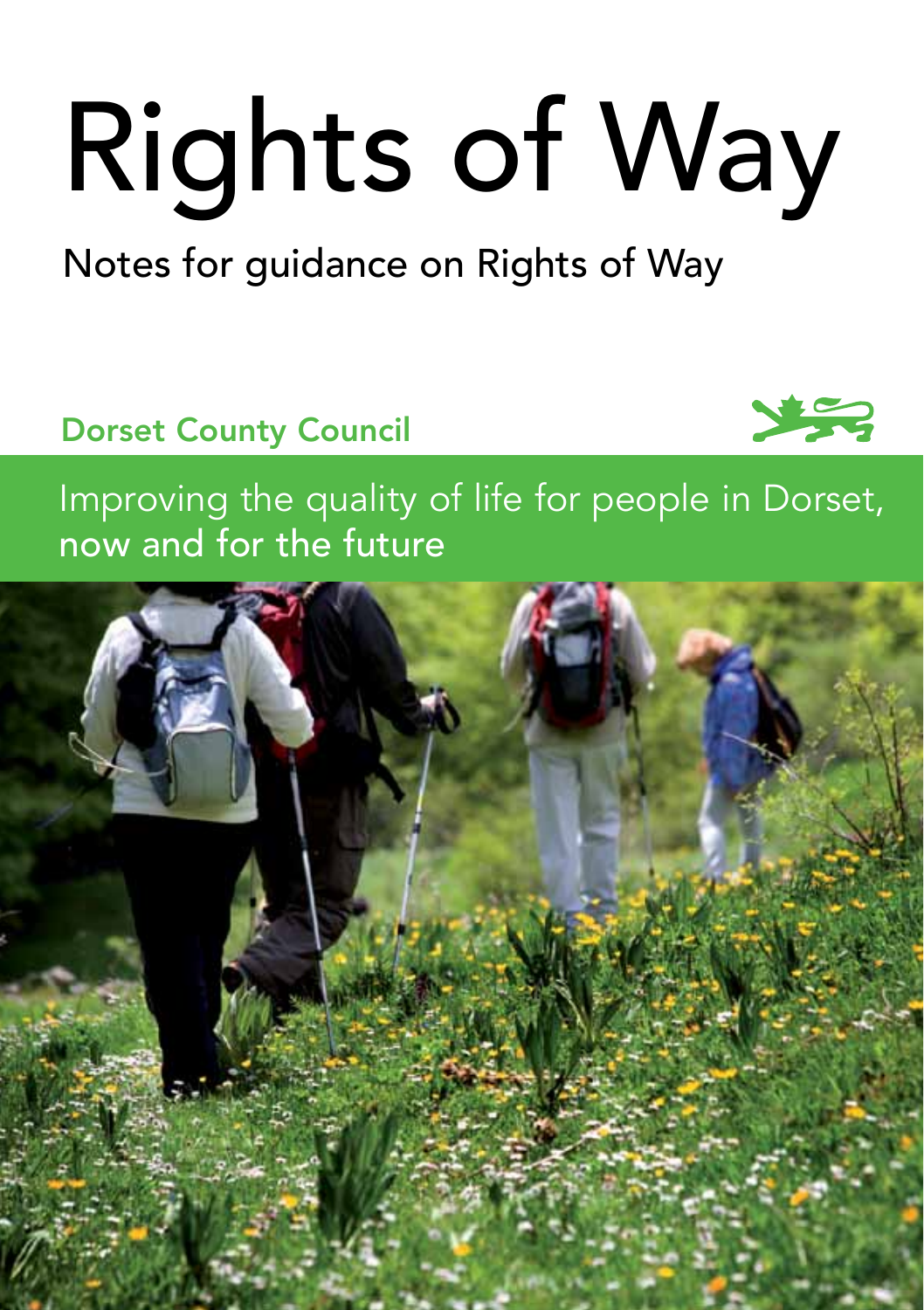# Rights of Way

## Notes for guidance on Rights of Way

**Dorset County Council**

Improving the quality of life for people in Dorset, now and for the future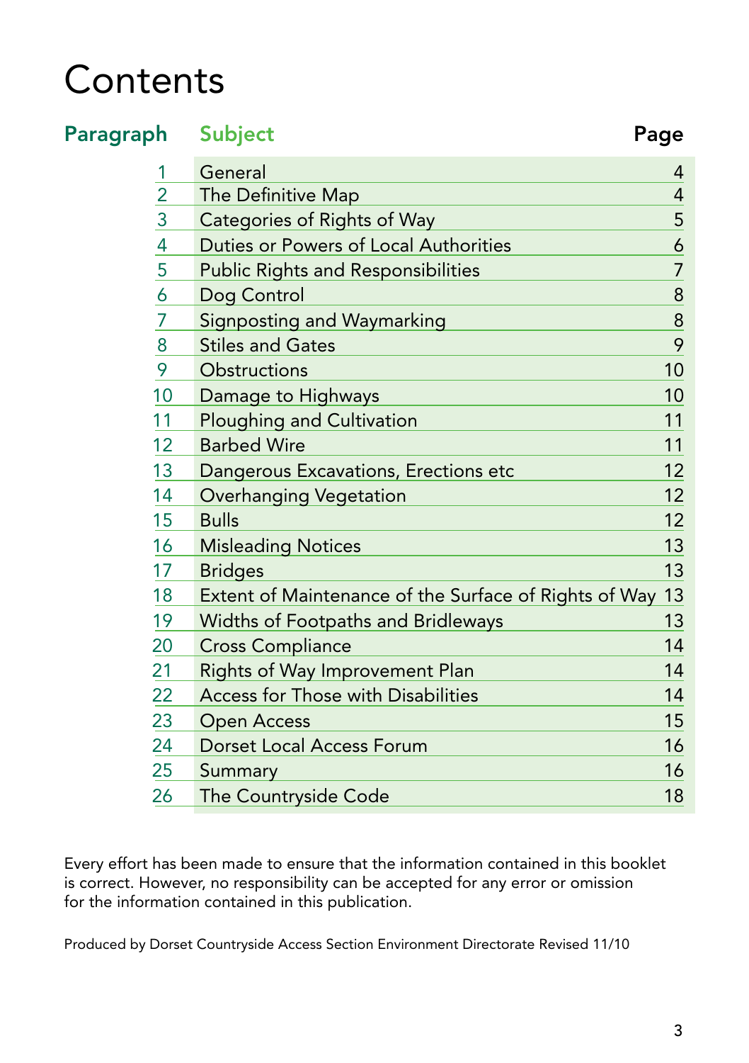# Contents

| Paragraph | Subject | Page |
|---|---|---|
| 1 | General | 4 |
| 2 | The Definitive Map | 4 |
| 3 | Categories of Rights of Way | 5 |
| 4 | Duties or Powers of Local Authorities | 6 |
| 5 | Public Rights and Responsibilities | 7 |
| 6 | Dog Control | 8 |
| 7 | Signposting and Waymarking | 8 |
| 8 | Stiles and Gates | 9 |
| 9 | Obstructions | 10 |
| 10 | Damage to Highways | 10 |
| 11 | Ploughing and Cultivation | 11 |
| 12 | Barbed Wire | 11 |
| 13 | Dangerous Excavations, Erections etc | 12 |
| 14 | Overhanging Vegetation | 12 |
| 15 | Bulls | 12 |
| 16 | Misleading Notices | 13 |
| 17 | Bridges | 13 |
| 18 | Extent of Maintenance of the Surface of Rights of Way | 13 |
| 19 | Widths of Footpaths and Bridleways | 13 |
| 20 | Cross Compliance | 14 |
| 21 | Rights of Way Improvement Plan | 14 |
| 22 | Access for Those with Disabilities | 14 |
| 23 | Open Access | 15 |
| 24 | Dorset Local Access Forum | 16 |
| 25 | Summary | 16 |
| 26 | The Countryside Code | 18 |

Every effort has been made to ensure that the information contained in this booklet is correct. However, no responsibility can be accepted for any error or omission for the information contained in this publication.

Produced by Dorset Countryside Access Section Environment Directorate Revised 11/10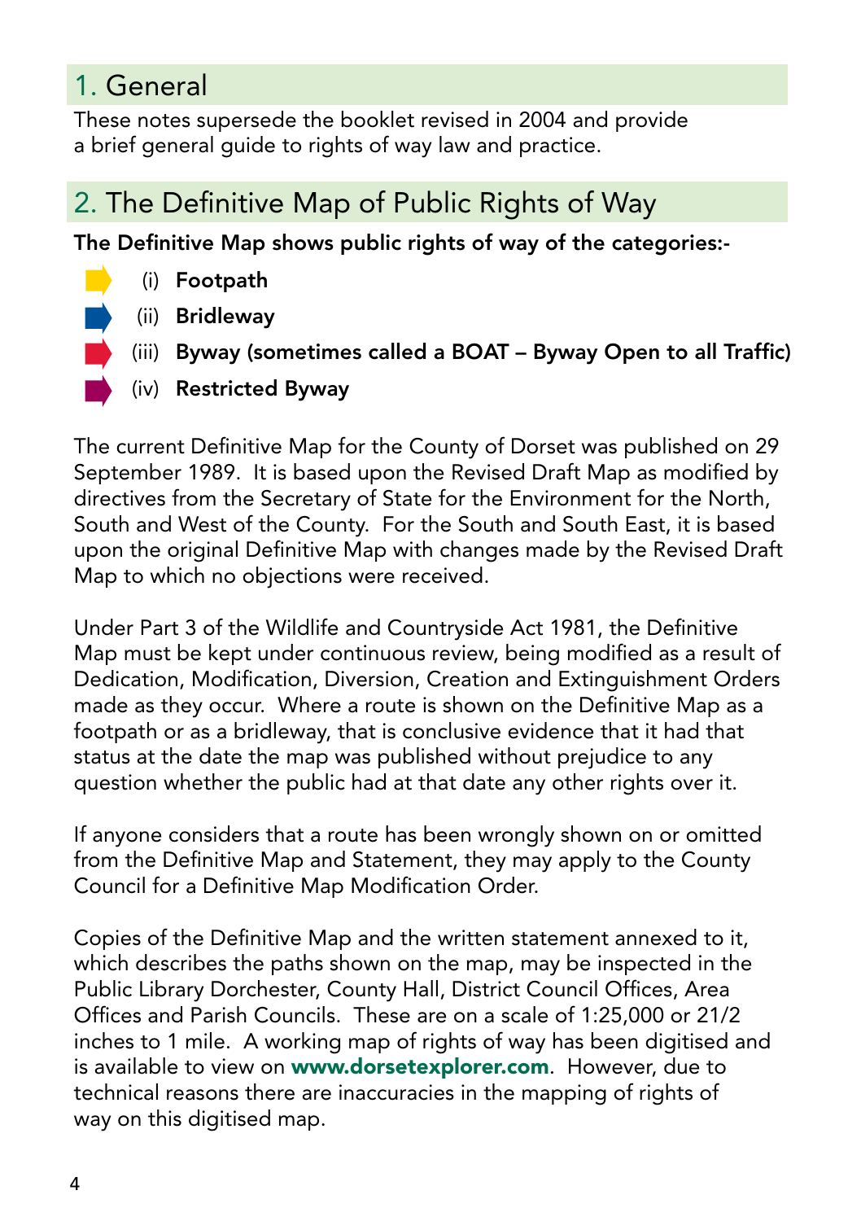## 1. General

These notes supersede the booklet revised in 2004 and provide a brief general guide to rights of way law and practice.

## 2. The Definitive Map of Public Rights of Way

**The Definitive Map shows public rights of way of the categories:-**

- (i) **Footpath**
- (ii) **Bridleway**
- (iii) **Byway (sometimes called a BOAT – Byway Open to all Traffic)**
- (iv) **Restricted Byway**

The current Definitive Map for the County of Dorset was published on 29 September 1989. It is based upon the Revised Draft Map as modified by directives from the Secretary of State for the Environment for the North, South and West of the County. For the South and South East, it is based upon the original Definitive Map with changes made by the Revised Draft Map to which no objections were received.

Under Part 3 of the Wildlife and Countryside Act 1981, the Definitive Map must be kept under continuous review, being modified as a result of Dedication, Modification, Diversion, Creation and Extinguishment Orders made as they occur. Where a route is shown on the Definitive Map as a footpath or as a bridleway, that is conclusive evidence that it had that status at the date the map was published without prejudice to any question whether the public had at that date any other rights over it.

If anyone considers that a route has been wrongly shown on or omitted from the Definitive Map and Statement, they may apply to the County Council for a Definitive Map Modification Order.

Copies of the Definitive Map and the written statement annexed to it, which describes the paths shown on the map, may be inspected in the Public Library Dorchester, County Hall, District Council Offices, Area Offices and Parish Councils. These are on a scale of 1:25,000 or 21/2 inches to 1 mile. A working map of rights of way has been digitised and is available to view on **www.dorsetexplorer.com**. However, due to technical reasons there are inaccuracies in the mapping of rights of way on this digitised map.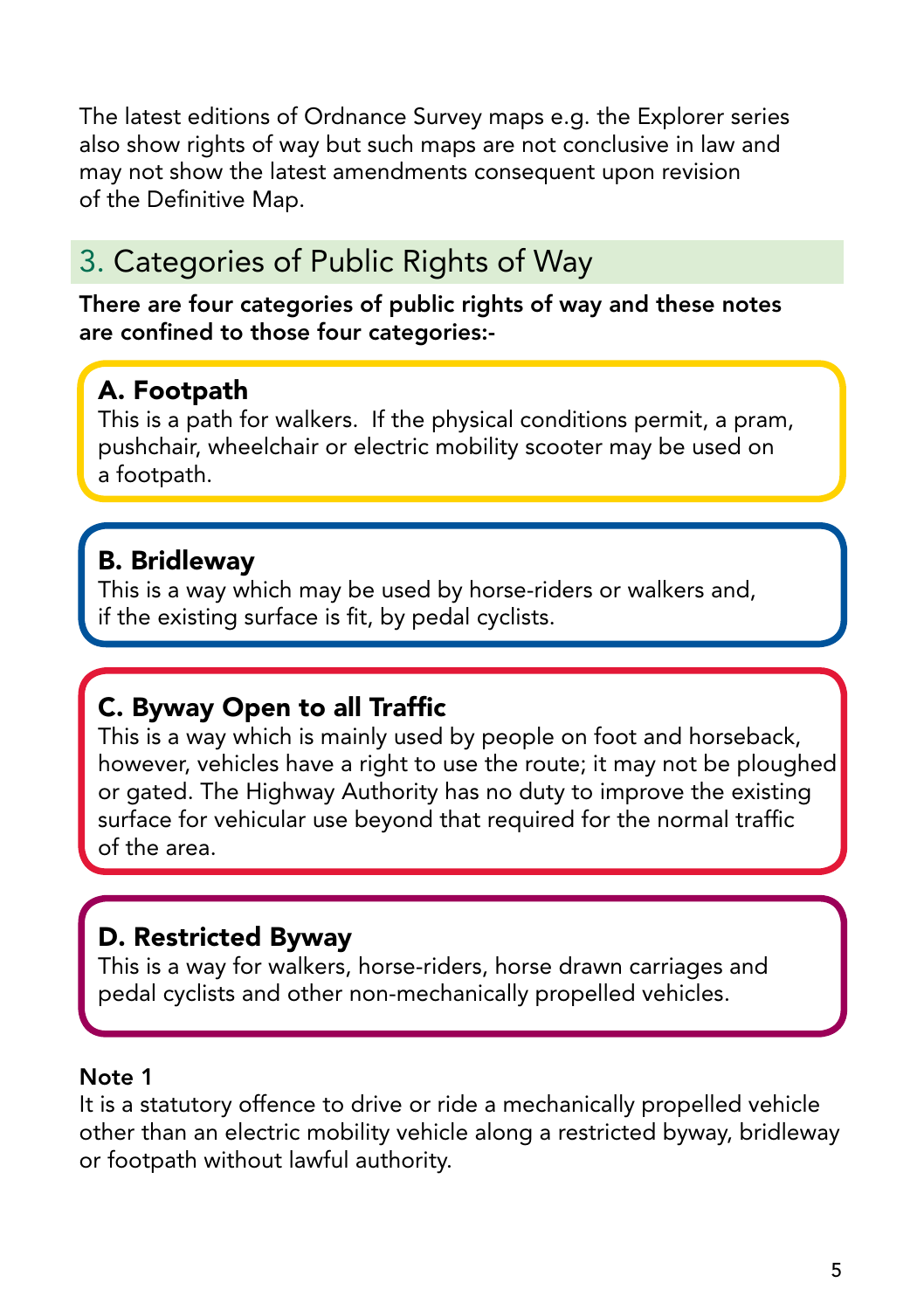The latest editions of Ordnance Survey maps e.g. the Explorer series also show rights of way but such maps are not conclusive in law and may not show the latest amendments consequent upon revision of the Definitive Map.

## 3. Categories of Public Rights of Way

**There are four categories of public rights of way and these notes are confined to those four categories:-**

### A. Footpath

This is a path for walkers. If the physical conditions permit, a pram, pushchair, wheelchair or electric mobility scooter may be used on a footpath.

### B. Bridleway

This is a way which may be used by horse-riders or walkers and, if the existing surface is fit, by pedal cyclists.

### C. Byway Open to all Traffic

This is a way which is mainly used by people on foot and horseback, however, vehicles have a right to use the route; it may not be ploughed or gated. The Highway Authority has no duty to improve the existing surface for vehicular use beyond that required for the normal traffic of the area.

### D. Restricted Byway

This is a way for walkers, horse-riders, horse drawn carriages and pedal cyclists and other non-mechanically propelled vehicles.

**Note 1**

It is a statutory offence to drive or ride a mechanically propelled vehicle other than an electric mobility vehicle along a restricted byway, bridleway or footpath without lawful authority.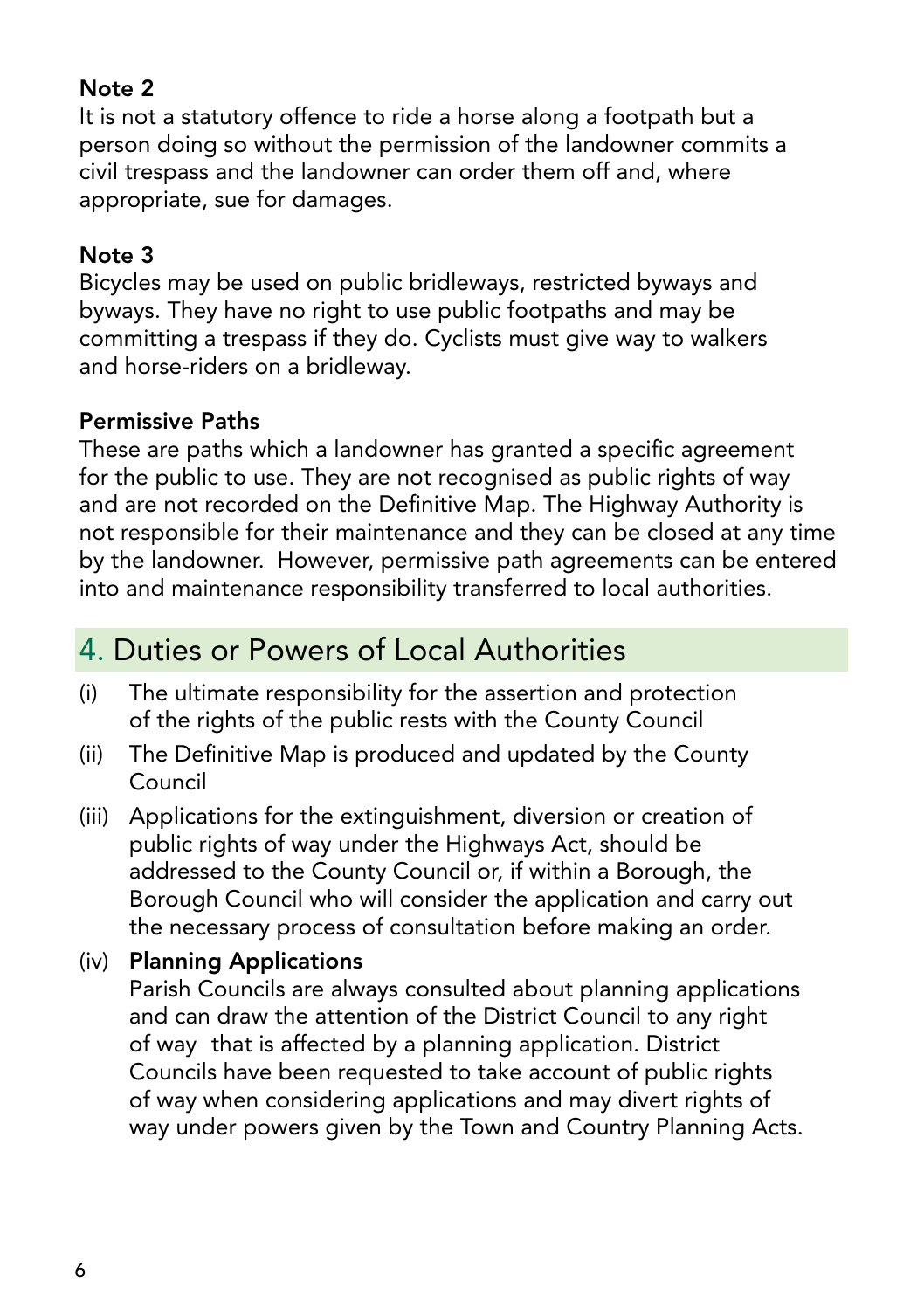**Note 2**

It is not a statutory offence to ride a horse along a footpath but a person doing so without the permission of the landowner commits a civil trespass and the landowner can order them off and, where appropriate, sue for damages.

**Note 3**

Bicycles may be used on public bridleways, restricted byways and byways. They have no right to use public footpaths and may be committing a trespass if they do. Cyclists must give way to walkers and horse-riders on a bridleway.

**Permissive Paths**

These are paths which a landowner has granted a specific agreement for the public to use. They are not recognised as public rights of way and are not recorded on the Definitive Map. The Highway Authority is not responsible for their maintenance and they can be closed at any time by the landowner. However, permissive path agreements can be entered into and maintenance responsibility transferred to local authorities.

## 4. Duties or Powers of Local Authorities

(i) The ultimate responsibility for the assertion and protection of the rights of the public rests with the County Council

(ii) The Definitive Map is produced and updated by the County Council

(iii) Applications for the extinguishment, diversion or creation of public rights of way under the Highways Act, should be addressed to the County Council or, if within a Borough, the Borough Council who will consider the application and carry out the necessary process of consultation before making an order.

(iv) **Planning Applications**
Parish Councils are always consulted about planning applications and can draw the attention of the District Council to any right of way that is affected by a planning application. District Councils have been requested to take account of public rights of way when considering applications and may divert rights of way under powers given by the Town and Country Planning Acts.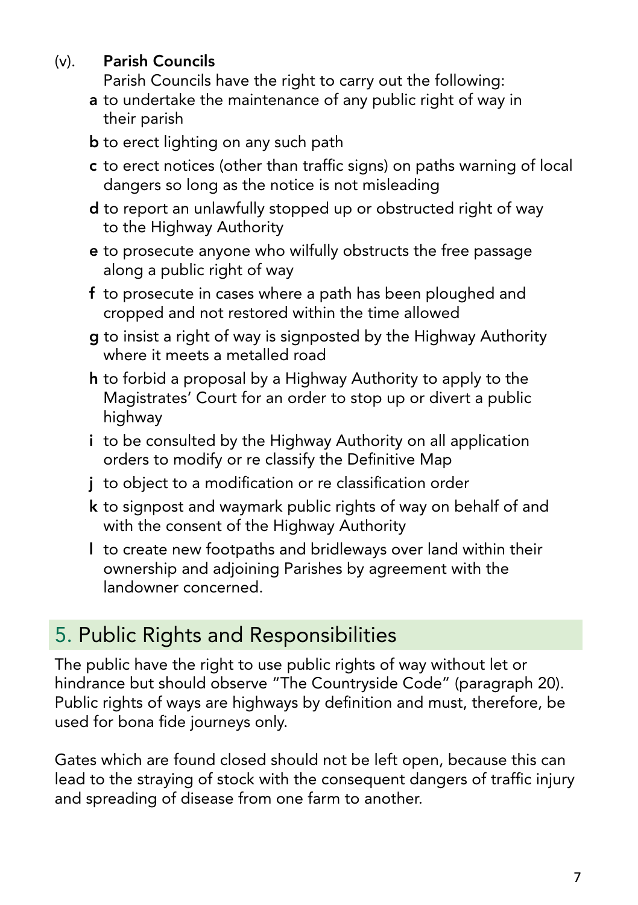(v). **Parish Councils**

Parish Councils have the right to carry out the following:

- **a** to undertake the maintenance of any public right of way in their parish
- **b** to erect lighting on any such path
- **c** to erect notices (other than traffic signs) on paths warning of local dangers so long as the notice is not misleading
- **d** to report an unlawfully stopped up or obstructed right of way to the Highway Authority
- **e** to prosecute anyone who wilfully obstructs the free passage along a public right of way
- **f** to prosecute in cases where a path has been ploughed and cropped and not restored within the time allowed
- **g** to insist a right of way is signposted by the Highway Authority where it meets a metalled road
- **h** to forbid a proposal by a Highway Authority to apply to the Magistrates' Court for an order to stop up or divert a public highway
- **i** to be consulted by the Highway Authority on all application orders to modify or re classify the Definitive Map
- **j** to object to a modification or re classification order
- **k** to signpost and waymark public rights of way on behalf of and with the consent of the Highway Authority
- **l** to create new footpaths and bridleways over land within their ownership and adjoining Parishes by agreement with the landowner concerned.

## 5. Public Rights and Responsibilities

The public have the right to use public rights of way without let or hindrance but should observe "The Countryside Code" (paragraph 20). Public rights of ways are highways by definition and must, therefore, be used for bona fide journeys only.

Gates which are found closed should not be left open, because this can lead to the straying of stock with the consequent dangers of traffic injury and spreading of disease from one farm to another.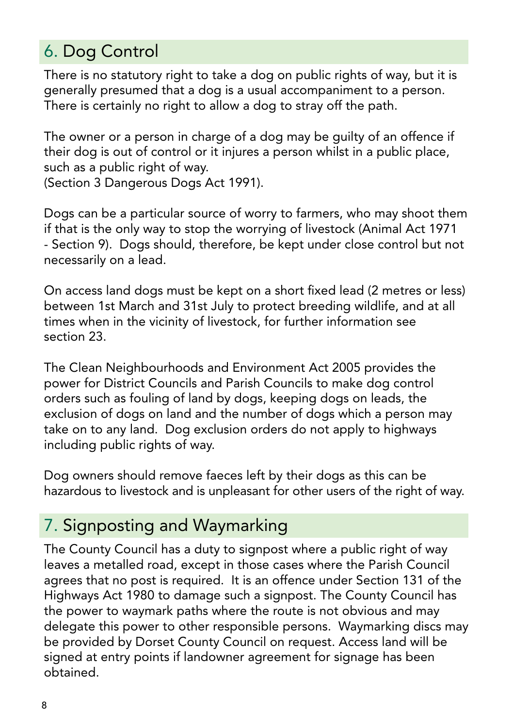## 6. Dog Control

There is no statutory right to take a dog on public rights of way, but it is generally presumed that a dog is a usual accompaniment to a person. There is certainly no right to allow a dog to stray off the path.

The owner or a person in charge of a dog may be guilty of an offence if their dog is out of control or it injures a person whilst in a public place, such as a public right of way.
(Section 3 Dangerous Dogs Act 1991).

Dogs can be a particular source of worry to farmers, who may shoot them if that is the only way to stop the worrying of livestock (Animal Act 1971 - Section 9). Dogs should, therefore, be kept under close control but not necessarily on a lead.

On access land dogs must be kept on a short fixed lead (2 metres or less) between 1st March and 31st July to protect breeding wildlife, and at all times when in the vicinity of livestock, for further information see section 23.

The Clean Neighbourhoods and Environment Act 2005 provides the power for District Councils and Parish Councils to make dog control orders such as fouling of land by dogs, keeping dogs on leads, the exclusion of dogs on land and the number of dogs which a person may take on to any land. Dog exclusion orders do not apply to highways including public rights of way.

Dog owners should remove faeces left by their dogs as this can be hazardous to livestock and is unpleasant for other users of the right of way.

## 7. Signposting and Waymarking

The County Council has a duty to signpost where a public right of way leaves a metalled road, except in those cases where the Parish Council agrees that no post is required. It is an offence under Section 131 of the Highways Act 1980 to damage such a signpost. The County Council has the power to waymark paths where the route is not obvious and may delegate this power to other responsible persons. Waymarking discs may be provided by Dorset County Council on request. Access land will be signed at entry points if landowner agreement for signage has been obtained.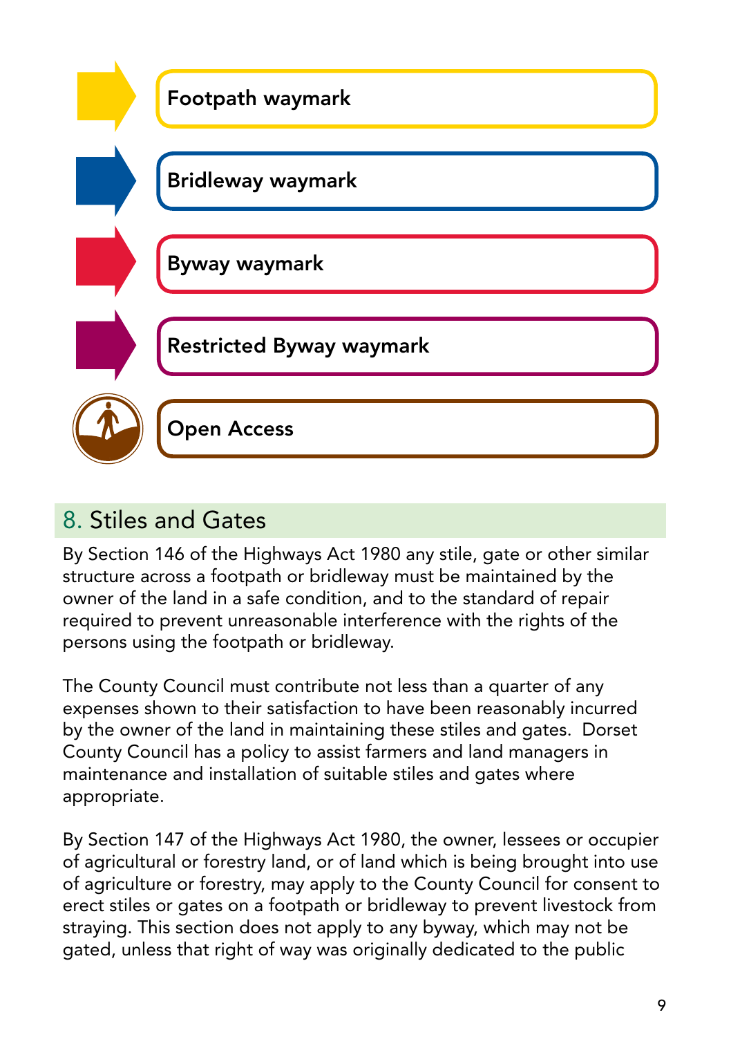**Footpath waymark**

**Bridleway waymark**

**Byway waymark**

**Restricted Byway waymark**

**Open Access**

## 8. Stiles and Gates

By Section 146 of the Highways Act 1980 any stile, gate or other similar structure across a footpath or bridleway must be maintained by the owner of the land in a safe condition, and to the standard of repair required to prevent unreasonable interference with the rights of the persons using the footpath or bridleway.

The County Council must contribute not less than a quarter of any expenses shown to their satisfaction to have been reasonably incurred by the owner of the land in maintaining these stiles and gates. Dorset County Council has a policy to assist farmers and land managers in maintenance and installation of suitable stiles and gates where appropriate.

By Section 147 of the Highways Act 1980, the owner, lessees or occupier of agricultural or forestry land, or of land which is being brought into use of agriculture or forestry, may apply to the County Council for consent to erect stiles or gates on a footpath or bridleway to prevent livestock from straying. This section does not apply to any byway, which may not be gated, unless that right of way was originally dedicated to the public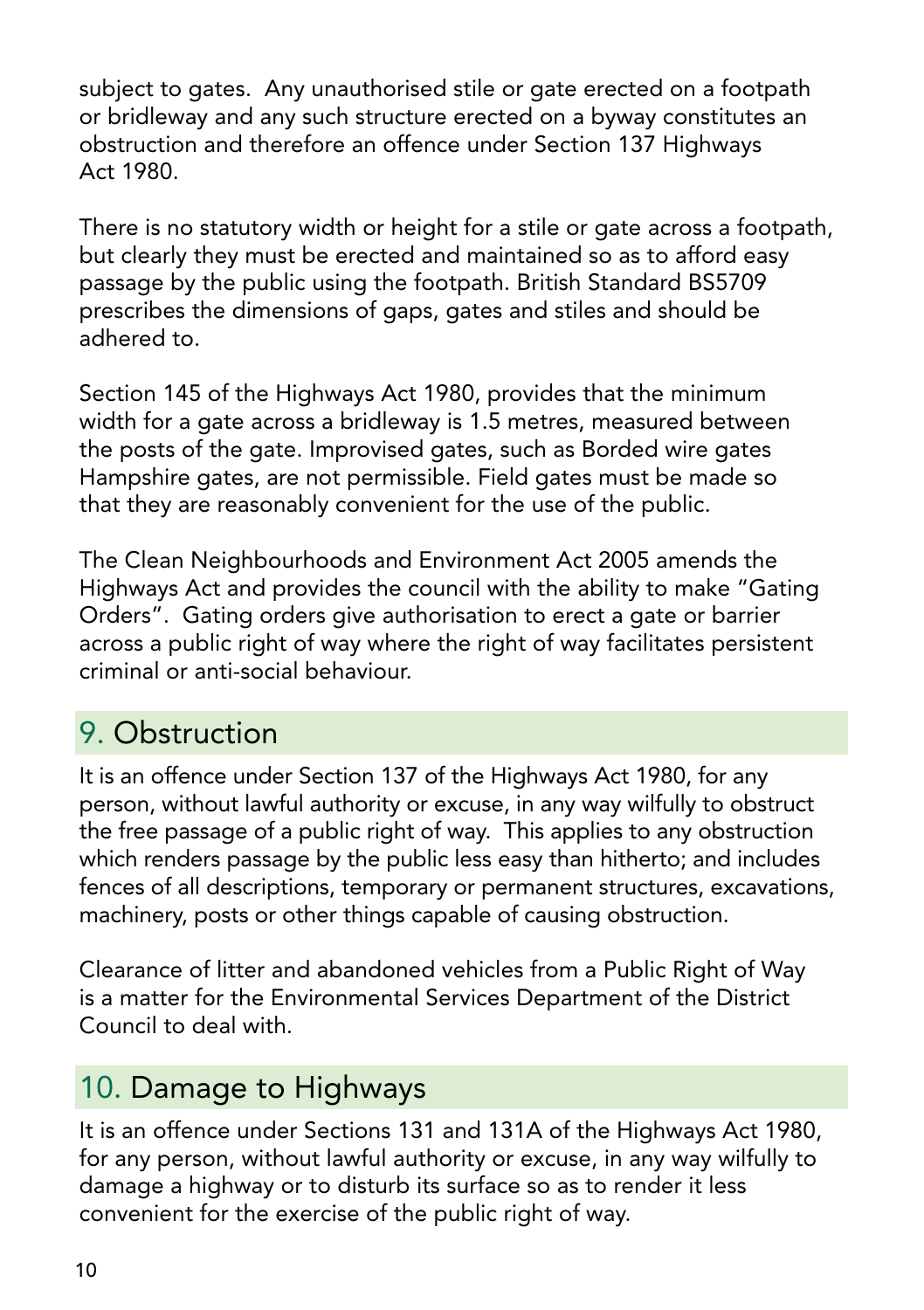subject to gates. Any unauthorised stile or gate erected on a footpath or bridleway and any such structure erected on a byway constitutes an obstruction and therefore an offence under Section 137 Highways Act 1980.

There is no statutory width or height for a stile or gate across a footpath, but clearly they must be erected and maintained so as to afford easy passage by the public using the footpath. British Standard BS5709 prescribes the dimensions of gaps, gates and stiles and should be adhered to.

Section 145 of the Highways Act 1980, provides that the minimum width for a gate across a bridleway is 1.5 metres, measured between the posts of the gate. Improvised gates, such as Borded wire gates Hampshire gates, are not permissible. Field gates must be made so that they are reasonably convenient for the use of the public.

The Clean Neighbourhoods and Environment Act 2005 amends the Highways Act and provides the council with the ability to make "Gating Orders". Gating orders give authorisation to erect a gate or barrier across a public right of way where the right of way facilitates persistent criminal or anti-social behaviour.

## 9. Obstruction

It is an offence under Section 137 of the Highways Act 1980, for any person, without lawful authority or excuse, in any way wilfully to obstruct the free passage of a public right of way. This applies to any obstruction which renders passage by the public less easy than hitherto; and includes fences of all descriptions, temporary or permanent structures, excavations, machinery, posts or other things capable of causing obstruction.

Clearance of litter and abandoned vehicles from a Public Right of Way is a matter for the Environmental Services Department of the District Council to deal with.

## 10. Damage to Highways

It is an offence under Sections 131 and 131A of the Highways Act 1980, for any person, without lawful authority or excuse, in any way wilfully to damage a highway or to disturb its surface so as to render it less convenient for the exercise of the public right of way.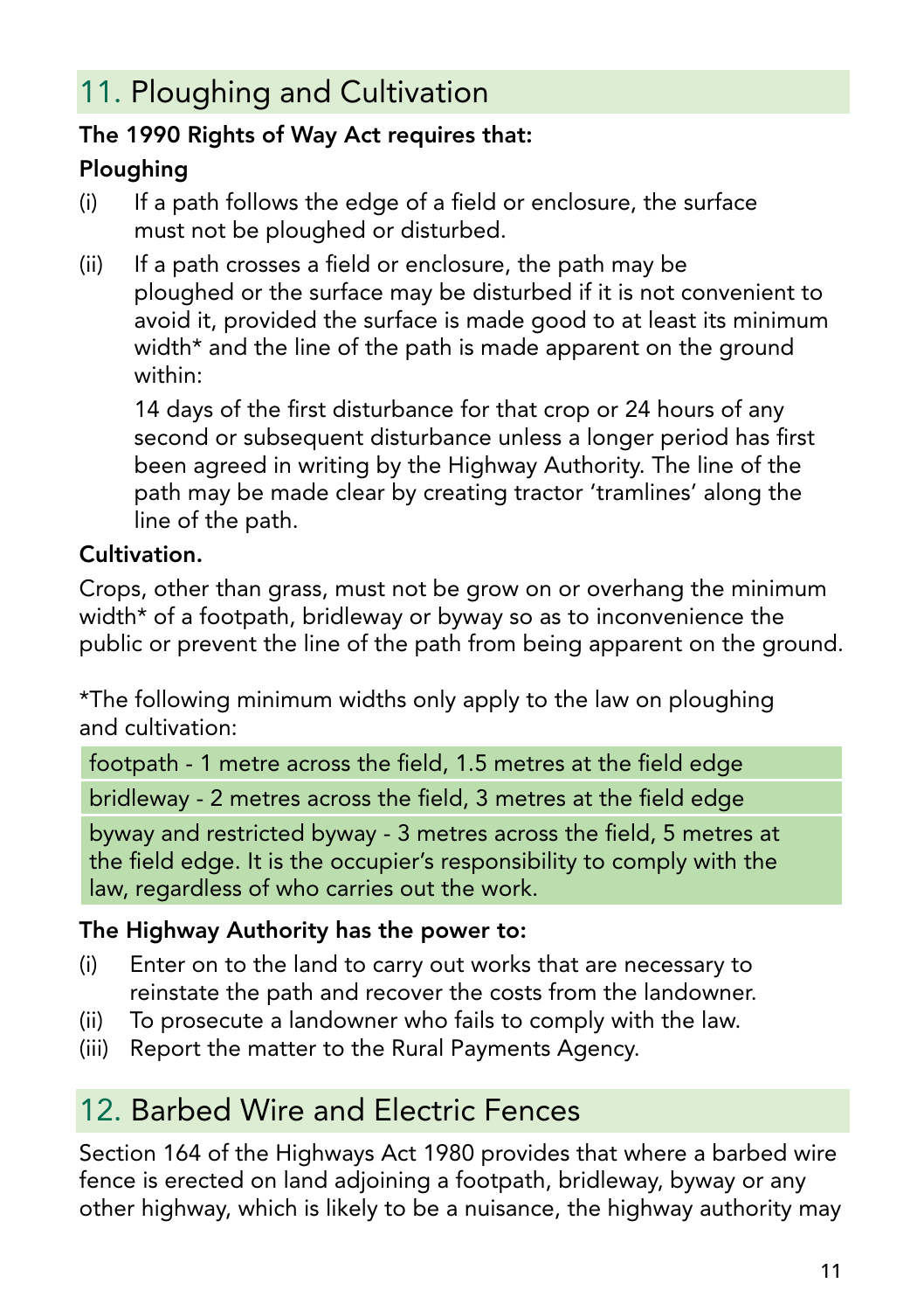## 11. Ploughing and Cultivation

**The 1990 Rights of Way Act requires that:**

**Ploughing**

(i) If a path follows the edge of a field or enclosure, the surface must not be ploughed or disturbed.

(ii) If a path crosses a field or enclosure, the path may be ploughed or the surface may be disturbed if it is not convenient to avoid it, provided the surface is made good to at least its minimum width* and the line of the path is made apparent on the ground within:

14 days of the first disturbance for that crop or 24 hours of any second or subsequent disturbance unless a longer period has first been agreed in writing by the Highway Authority. The line of the path may be made clear by creating tractor 'tramlines' along the line of the path.

**Cultivation.**

Crops, other than grass, must not be grow on or overhang the minimum width* of a footpath, bridleway or byway so as to inconvenience the public or prevent the line of the path from being apparent on the ground.

*The following minimum widths only apply to the law on ploughing and cultivation:

- footpath - 1 metre across the field, 1.5 metres at the field edge
- bridleway - 2 metres across the field, 3 metres at the field edge
- byway and restricted byway - 3 metres across the field, 5 metres at the field edge. It is the occupier's responsibility to comply with the law, regardless of who carries out the work.

**The Highway Authority has the power to:**

(i) Enter on to the land to carry out works that are necessary to reinstate the path and recover the costs from the landowner.

(ii) To prosecute a landowner who fails to comply with the law.

(iii) Report the matter to the Rural Payments Agency.

## 12. Barbed Wire and Electric Fences

Section 164 of the Highways Act 1980 provides that where a barbed wire fence is erected on land adjoining a footpath, bridleway, byway or any other highway, which is likely to be a nuisance, the highway authority may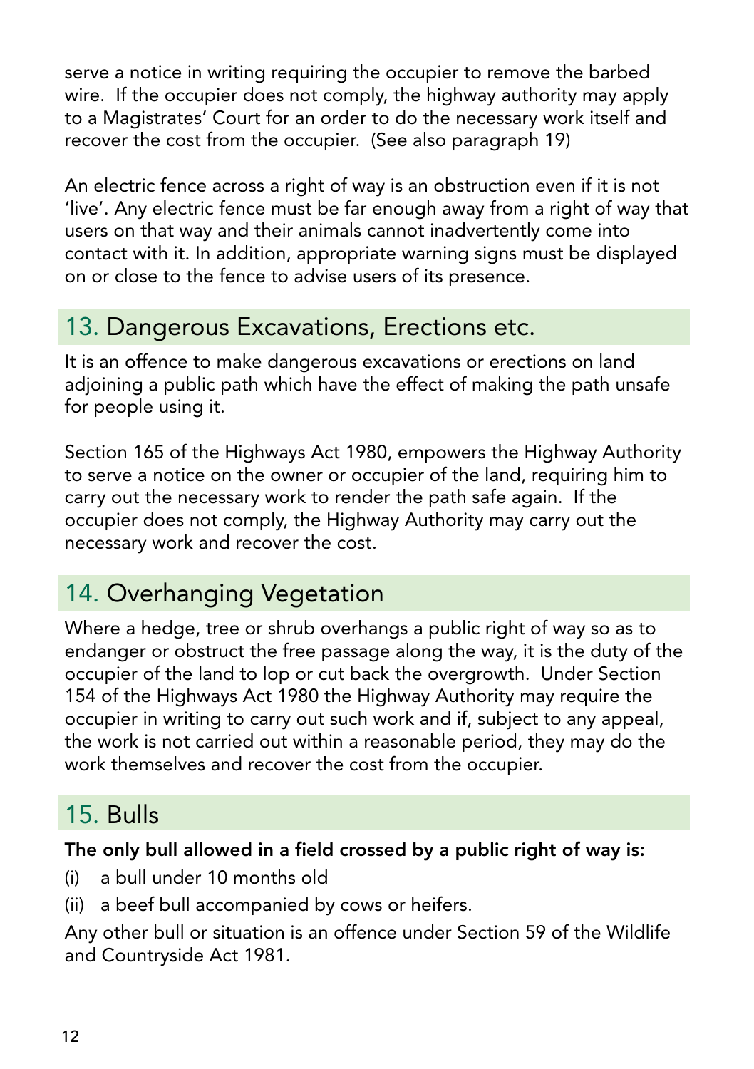serve a notice in writing requiring the occupier to remove the barbed wire. If the occupier does not comply, the highway authority may apply to a Magistrates' Court for an order to do the necessary work itself and recover the cost from the occupier. (See also paragraph 19)

An electric fence across a right of way is an obstruction even if it is not 'live'. Any electric fence must be far enough away from a right of way that users on that way and their animals cannot inadvertently come into contact with it. In addition, appropriate warning signs must be displayed on or close to the fence to advise users of its presence.

## 13. Dangerous Excavations, Erections etc.

It is an offence to make dangerous excavations or erections on land adjoining a public path which have the effect of making the path unsafe for people using it.

Section 165 of the Highways Act 1980, empowers the Highway Authority to serve a notice on the owner or occupier of the land, requiring him to carry out the necessary work to render the path safe again. If the occupier does not comply, the Highway Authority may carry out the necessary work and recover the cost.

## 14. Overhanging Vegetation

Where a hedge, tree or shrub overhangs a public right of way so as to endanger or obstruct the free passage along the way, it is the duty of the occupier of the land to lop or cut back the overgrowth. Under Section 154 of the Highways Act 1980 the Highway Authority may require the occupier in writing to carry out such work and if, subject to any appeal, the work is not carried out within a reasonable period, they may do the work themselves and recover the cost from the occupier.

## 15. Bulls

**The only bull allowed in a field crossed by a public right of way is:**

(i) a bull under 10 months old

(ii) a beef bull accompanied by cows or heifers.

Any other bull or situation is an offence under Section 59 of the Wildlife and Countryside Act 1981.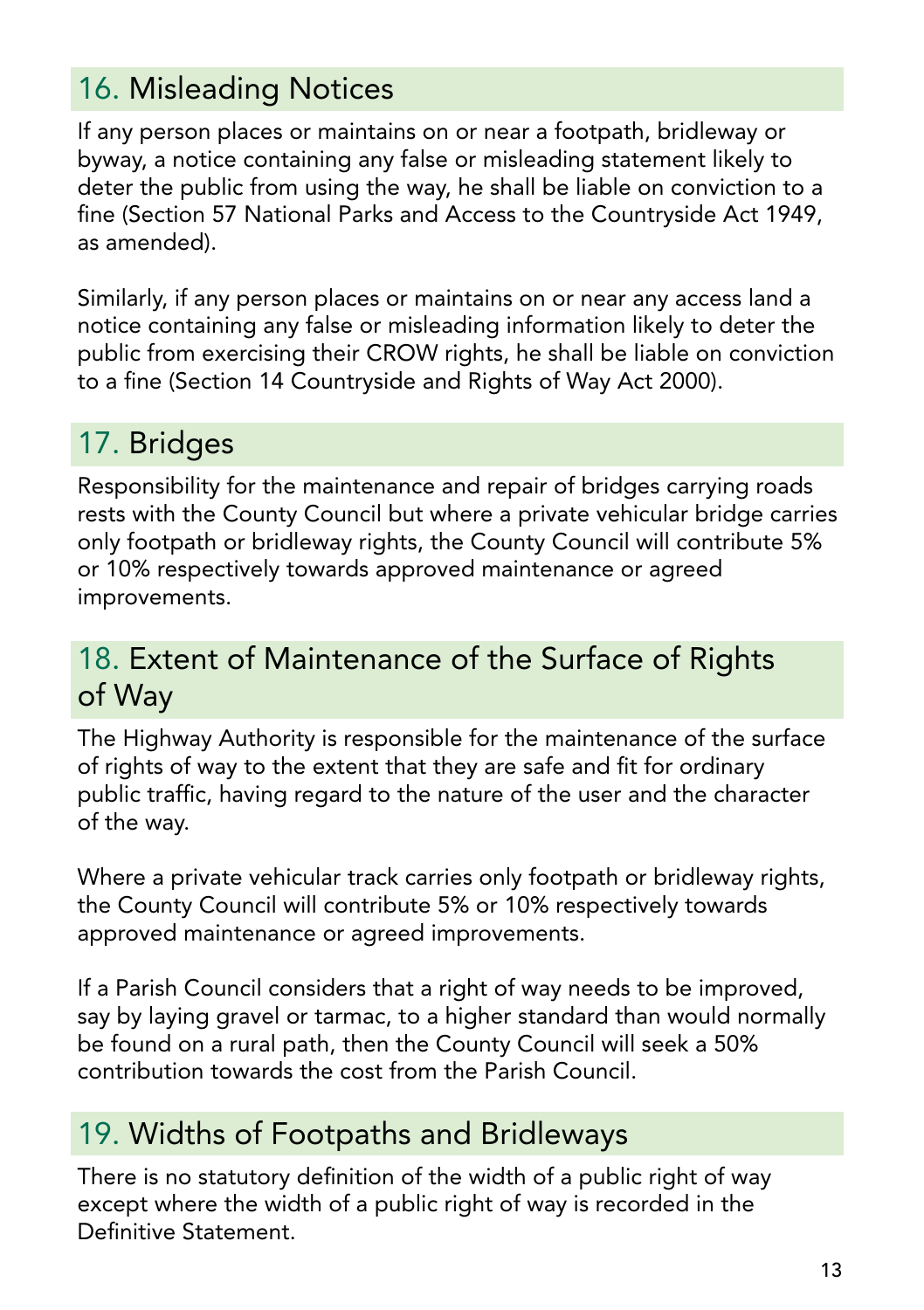## 16. Misleading Notices

If any person places or maintains on or near a footpath, bridleway or byway, a notice containing any false or misleading statement likely to deter the public from using the way, he shall be liable on conviction to a fine (Section 57 National Parks and Access to the Countryside Act 1949, as amended).

Similarly, if any person places or maintains on or near any access land a notice containing any false or misleading information likely to deter the public from exercising their CROW rights, he shall be liable on conviction to a fine (Section 14 Countryside and Rights of Way Act 2000).

## 17. Bridges

Responsibility for the maintenance and repair of bridges carrying roads rests with the County Council but where a private vehicular bridge carries only footpath or bridleway rights, the County Council will contribute 5% or 10% respectively towards approved maintenance or agreed improvements.

## 18. Extent of Maintenance of the Surface of Rights of Way

The Highway Authority is responsible for the maintenance of the surface of rights of way to the extent that they are safe and fit for ordinary public traffic, having regard to the nature of the user and the character of the way.

Where a private vehicular track carries only footpath or bridleway rights, the County Council will contribute 5% or 10% respectively towards approved maintenance or agreed improvements.

If a Parish Council considers that a right of way needs to be improved, say by laying gravel or tarmac, to a higher standard than would normally be found on a rural path, then the County Council will seek a 50% contribution towards the cost from the Parish Council.

## 19. Widths of Footpaths and Bridleways

There is no statutory definition of the width of a public right of way except where the width of a public right of way is recorded in the Definitive Statement.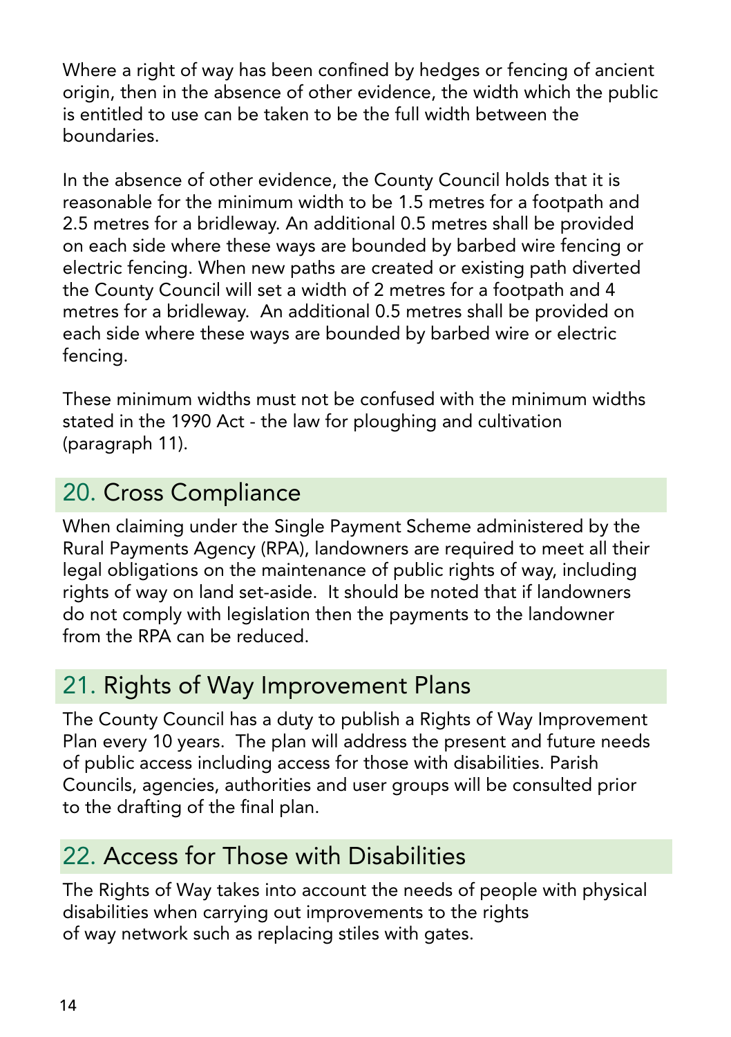Where a right of way has been confined by hedges or fencing of ancient origin, then in the absence of other evidence, the width which the public is entitled to use can be taken to be the full width between the boundaries.

In the absence of other evidence, the County Council holds that it is reasonable for the minimum width to be 1.5 metres for a footpath and 2.5 metres for a bridleway. An additional 0.5 metres shall be provided on each side where these ways are bounded by barbed wire fencing or electric fencing. When new paths are created or existing path diverted the County Council will set a width of 2 metres for a footpath and 4 metres for a bridleway. An additional 0.5 metres shall be provided on each side where these ways are bounded by barbed wire or electric fencing.

These minimum widths must not be confused with the minimum widths stated in the 1990 Act - the law for ploughing and cultivation (paragraph 11).

## 20. Cross Compliance

When claiming under the Single Payment Scheme administered by the Rural Payments Agency (RPA), landowners are required to meet all their legal obligations on the maintenance of public rights of way, including rights of way on land set-aside. It should be noted that if landowners do not comply with legislation then the payments to the landowner from the RPA can be reduced.

## 21. Rights of Way Improvement Plans

The County Council has a duty to publish a Rights of Way Improvement Plan every 10 years. The plan will address the present and future needs of public access including access for those with disabilities. Parish Councils, agencies, authorities and user groups will be consulted prior to the drafting of the final plan.

## 22. Access for Those with Disabilities

The Rights of Way takes into account the needs of people with physical disabilities when carrying out improvements to the rights of way network such as replacing stiles with gates.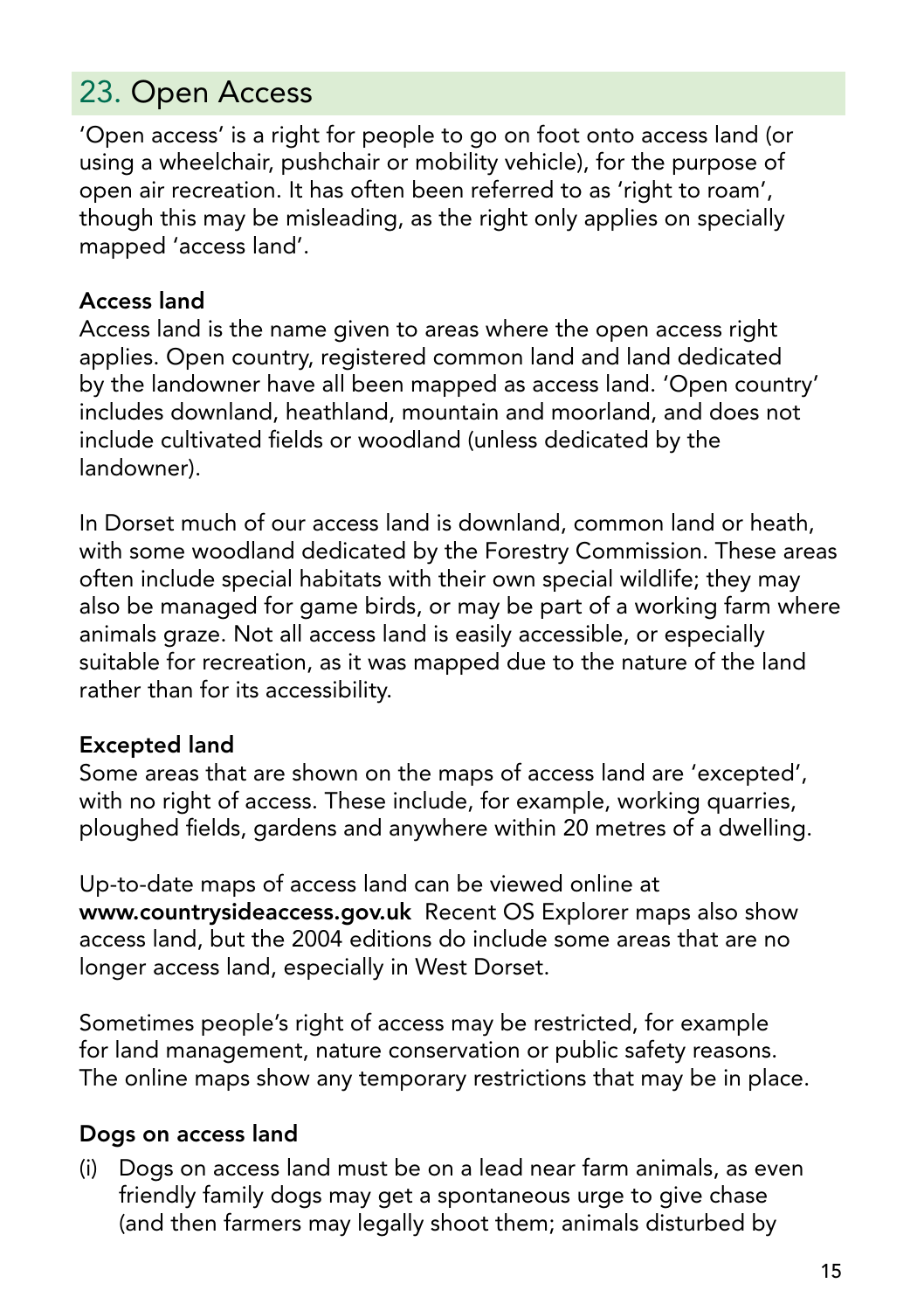## 23. Open Access

'Open access' is a right for people to go on foot onto access land (or using a wheelchair, pushchair or mobility vehicle), for the purpose of open air recreation. It has often been referred to as 'right to roam', though this may be misleading, as the right only applies on specially mapped 'access land'.

### Access land

Access land is the name given to areas where the open access right applies. Open country, registered common land and land dedicated by the landowner have all been mapped as access land. 'Open country' includes downland, heathland, mountain and moorland, and does not include cultivated fields or woodland (unless dedicated by the landowner).

In Dorset much of our access land is downland, common land or heath, with some woodland dedicated by the Forestry Commission. These areas often include special habitats with their own special wildlife; they may also be managed for game birds, or may be part of a working farm where animals graze. Not all access land is easily accessible, or especially suitable for recreation, as it was mapped due to the nature of the land rather than for its accessibility.

### Excepted land

Some areas that are shown on the maps of access land are 'excepted', with no right of access. These include, for example, working quarries, ploughed fields, gardens and anywhere within 20 metres of a dwelling.

Up-to-date maps of access land can be viewed online at **www.countrysideaccess.gov.uk** Recent OS Explorer maps also show access land, but the 2004 editions do include some areas that are no longer access land, especially in West Dorset.

Sometimes people's right of access may be restricted, for example for land management, nature conservation or public safety reasons. The online maps show any temporary restrictions that may be in place.

### Dogs on access land

(i) Dogs on access land must be on a lead near farm animals, as even friendly family dogs may get a spontaneous urge to give chase (and then farmers may legally shoot them; animals disturbed by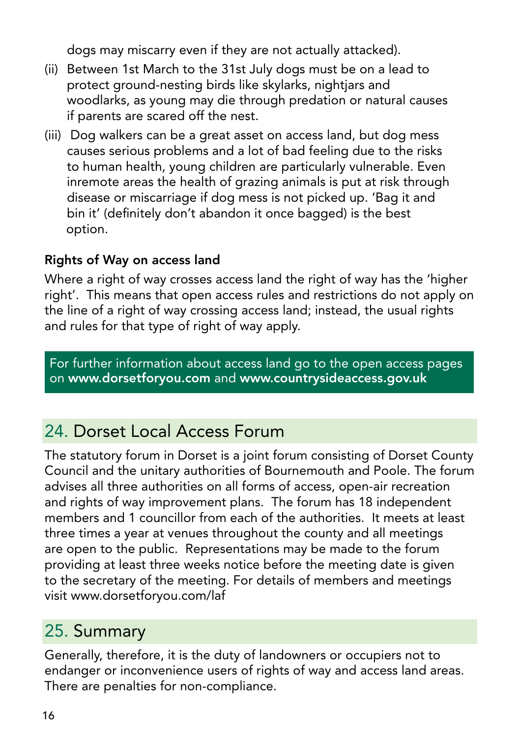dogs may miscarry even if they are not actually attacked).

(ii) Between 1st March to the 31st July dogs must be on a lead to protect ground-nesting birds like skylarks, nightjars and woodlarks, as young may die through predation or natural causes if parents are scared off the nest.

(iii) Dog walkers can be a great asset on access land, but dog mess causes serious problems and a lot of bad feeling due to the risks to human health, young children are particularly vulnerable. Even inremote areas the health of grazing animals is put at risk through disease or miscarriage if dog mess is not picked up. 'Bag it and bin it' (definitely don't abandon it once bagged) is the best option.

### Rights of Way on access land

Where a right of way crosses access land the right of way has the 'higher right'. This means that open access rules and restrictions do not apply on the line of a right of way crossing access land; instead, the usual rights and rules for that type of right of way apply.

For further information about access land go to the open access pages on **www.dorsetforyou.com** and **www.countrysideaccess.gov.uk**

## 24. Dorset Local Access Forum

The statutory forum in Dorset is a joint forum consisting of Dorset County Council and the unitary authorities of Bournemouth and Poole. The forum advises all three authorities on all forms of access, open-air recreation and rights of way improvement plans. The forum has 18 independent members and 1 councillor from each of the authorities. It meets at least three times a year at venues throughout the county and all meetings are open to the public. Representations may be made to the forum providing at least three weeks notice before the meeting date is given to the secretary of the meeting. For details of members and meetings visit www.dorsetforyou.com/laf

## 25. Summary

Generally, therefore, it is the duty of landowners or occupiers not to endanger or inconvenience users of rights of way and access land areas. There are penalties for non-compliance.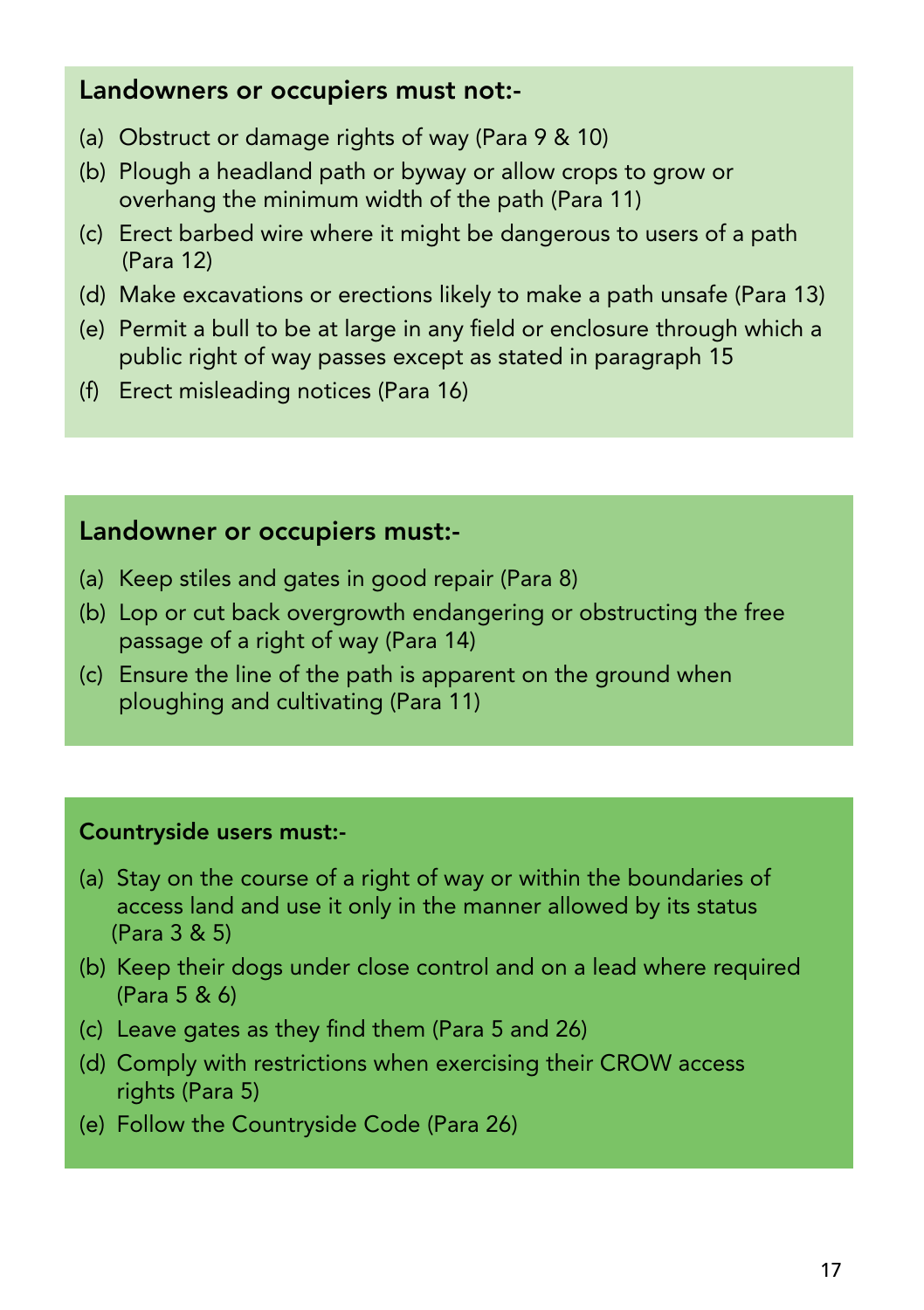## Landowners or occupiers must not:-

(a) Obstruct or damage rights of way (Para 9 & 10)
(b) Plough a headland path or byway or allow crops to grow or overhang the minimum width of the path (Para 11)
(c) Erect barbed wire where it might be dangerous to users of a path (Para 12)
(d) Make excavations or erections likely to make a path unsafe (Para 13)
(e) Permit a bull to be at large in any field or enclosure through which a public right of way passes except as stated in paragraph 15
(f) Erect misleading notices (Para 16)

## Landowner or occupiers must:-

(a) Keep stiles and gates in good repair (Para 8)
(b) Lop or cut back overgrowth endangering or obstructing the free passage of a right of way (Para 14)
(c) Ensure the line of the path is apparent on the ground when ploughing and cultivating (Para 11)

## Countryside users must:-

(a) Stay on the course of a right of way or within the boundaries of access land and use it only in the manner allowed by its status (Para 3 & 5)
(b) Keep their dogs under close control and on a lead where required (Para 5 & 6)
(c) Leave gates as they find them (Para 5 and 26)
(d) Comply with restrictions when exercising their CROW access rights (Para 5)
(e) Follow the Countryside Code (Para 26)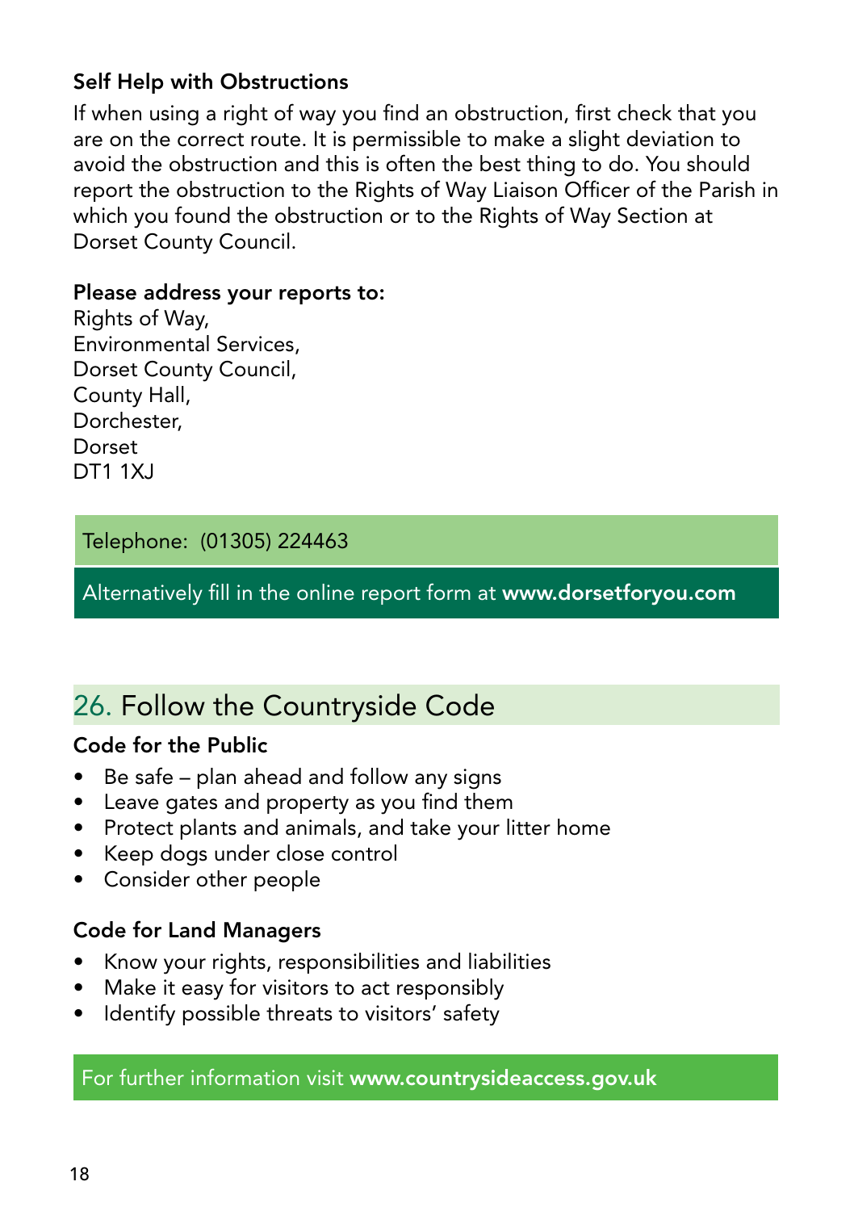### Self Help with Obstructions

If when using a right of way you find an obstruction, first check that you are on the correct route. It is permissible to make a slight deviation to avoid the obstruction and this is often the best thing to do. You should report the obstruction to the Rights of Way Liaison Officer of the Parish in which you found the obstruction or to the Rights of Way Section at Dorset County Council.

**Please address your reports to:**
Rights of Way,
Environmental Services,
Dorset County Council,
County Hall,
Dorchester,
Dorset
DT1 1XJ

Telephone: (01305) 224463

Alternatively fill in the online report form at **www.dorsetforyou.com**

## 26. Follow the Countryside Code

### Code for the Public

- Be safe – plan ahead and follow any signs
- Leave gates and property as you find them
- Protect plants and animals, and take your litter home
- Keep dogs under close control
- Consider other people

### Code for Land Managers

- Know your rights, responsibilities and liabilities
- Make it easy for visitors to act responsibly
- Identify possible threats to visitors' safety

For further information visit **www.countrysideaccess.gov.uk**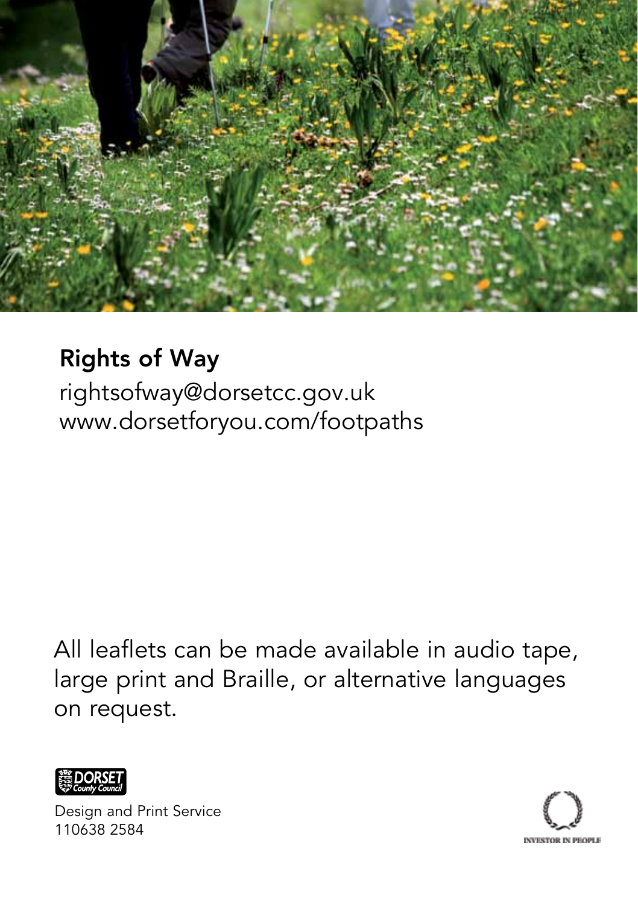## Rights of Way

rightsofway@dorsetcc.gov.uk
www.dorsetforyou.com/footpaths

All leaflets can be made available in audio tape, large print and Braille, or alternative languages on request.

DORSET County Council

Design and Print Service
110638 2584

INVESTOR IN PEOPLE